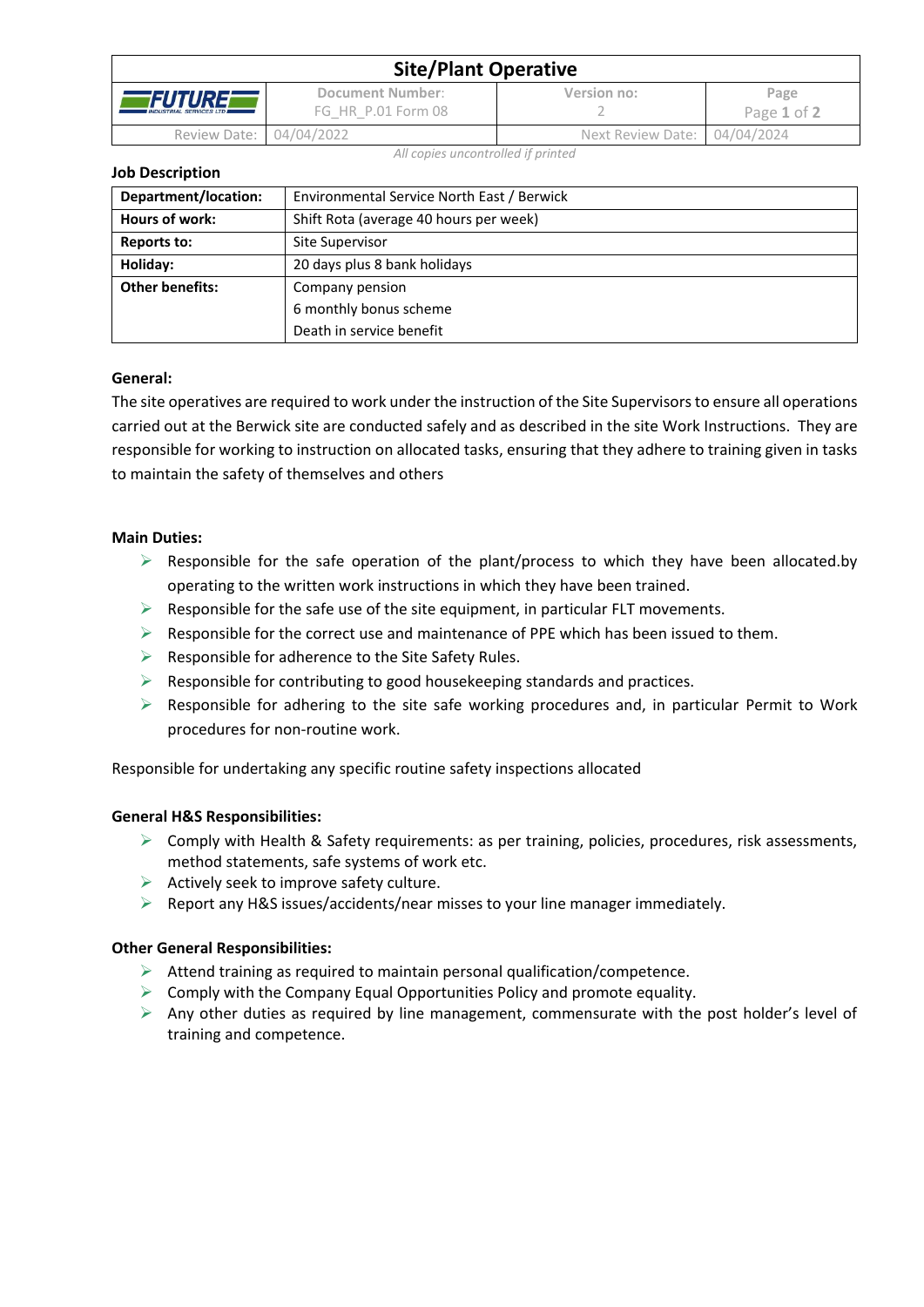| Site/Plant Operative | | | |
|---|---|---|---|
| FUTURE INDUSTRIAL SERVICES LTD | Document Number: FG_HR_P.01 Form 08 | Version no: 2 | Page Page 1 of 2 |
| Review Date: | 04/04/2022 | Next Review Date: | 04/04/2024 |

*All copies uncontrolled if printed*

**Job Description**

| **Department/location:** | Environmental Service North East / Berwick |
|---|---|
| **Hours of work:** | Shift Rota (average 40 hours per week) |
| **Reports to:** | Site Supervisor |
| **Holiday:** | 20 days plus 8 bank holidays |
| **Other benefits:** | Company pension<br>6 monthly bonus scheme<br>Death in service benefit |

**General:**

The site operatives are required to work under the instruction of the Site Supervisors to ensure all operations carried out at the Berwick site are conducted safely and as described in the site Work Instructions. They are responsible for working to instruction on allocated tasks, ensuring that they adhere to training given in tasks to maintain the safety of themselves and others

**Main Duties:**

- Responsible for the safe operation of the plant/process to which they have been allocated.by operating to the written work instructions in which they have been trained.
- Responsible for the safe use of the site equipment, in particular FLT movements.
- Responsible for the correct use and maintenance of PPE which has been issued to them.
- Responsible for adherence to the Site Safety Rules.
- Responsible for contributing to good housekeeping standards and practices.
- Responsible for adhering to the site safe working procedures and, in particular Permit to Work procedures for non-routine work.

Responsible for undertaking any specific routine safety inspections allocated

**General H&S Responsibilities:**

- Comply with Health & Safety requirements: as per training, policies, procedures, risk assessments, method statements, safe systems of work etc.
- Actively seek to improve safety culture.
- Report any H&S issues/accidents/near misses to your line manager immediately.

**Other General Responsibilities:**

- Attend training as required to maintain personal qualification/competence.
- Comply with the Company Equal Opportunities Policy and promote equality.
- Any other duties as required by line management, commensurate with the post holder's level of training and competence.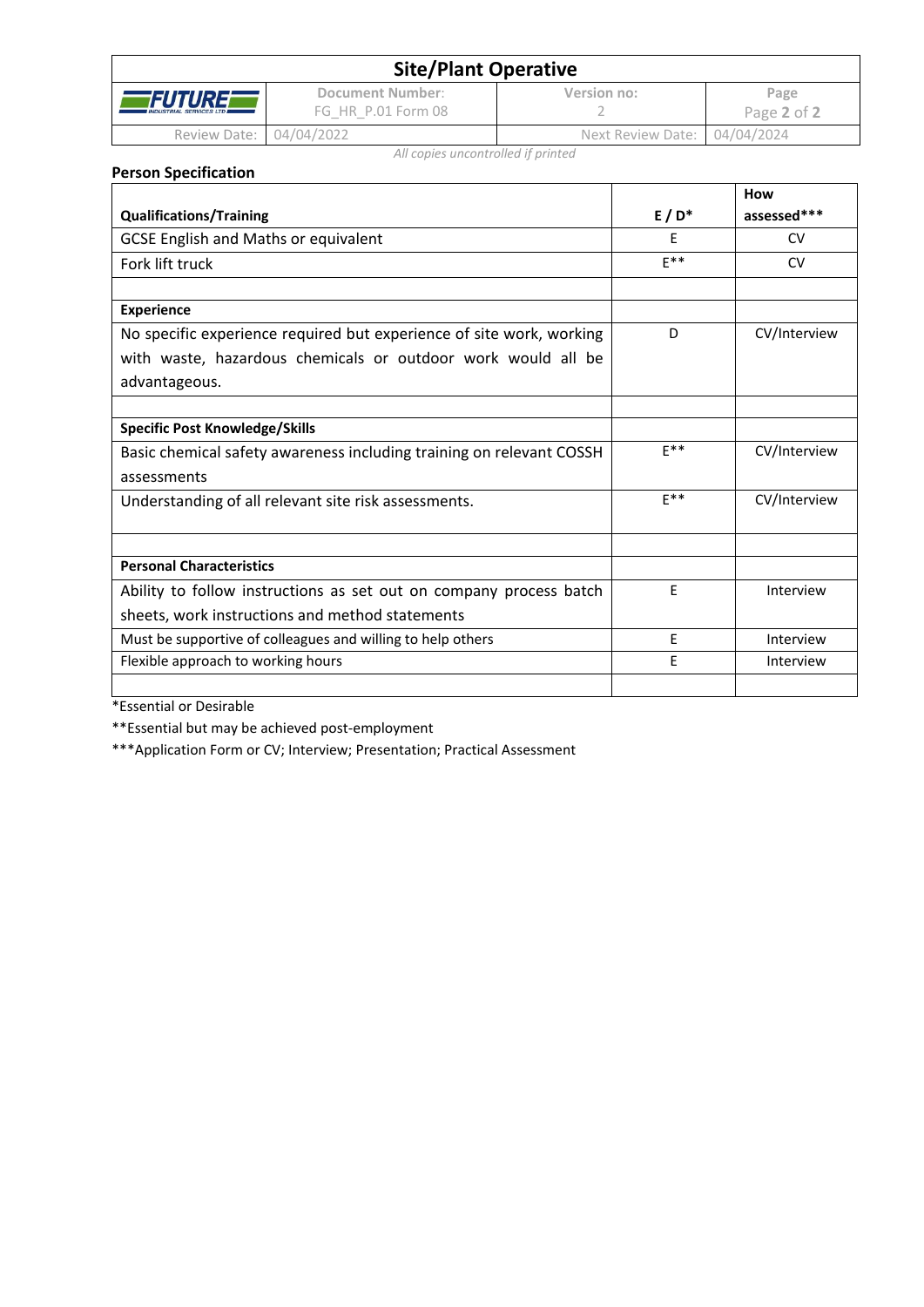## Person Specification

| Qualifications/Training | E / D* | How assessed*** |
|---|---|---|
| GCSE English and Maths or equivalent | E | CV |
| Fork lift truck | E** | CV |
| | | |
| **Experience** | | |
| No specific experience required but experience of site work, working with waste, hazardous chemicals or outdoor work would all be advantageous. | D | CV/Interview |
| | | |
| **Specific Post Knowledge/Skills** | | |
| Basic chemical safety awareness including training on relevant COSSH assessments | E** | CV/Interview |
| Understanding of all relevant site risk assessments. | E** | CV/Interview |
| | | |
| **Personal Characteristics** | | |
| Ability to follow instructions as set out on company process batch sheets, work instructions and method statements | E | Interview |
| Must be supportive of colleagues and willing to help others | E | Interview |
| Flexible approach to working hours | E | Interview |
| | | |

*Essential or Desirable

**Essential but may be achieved post-employment

***Application Form or CV; Interview; Presentation; Practical Assessment